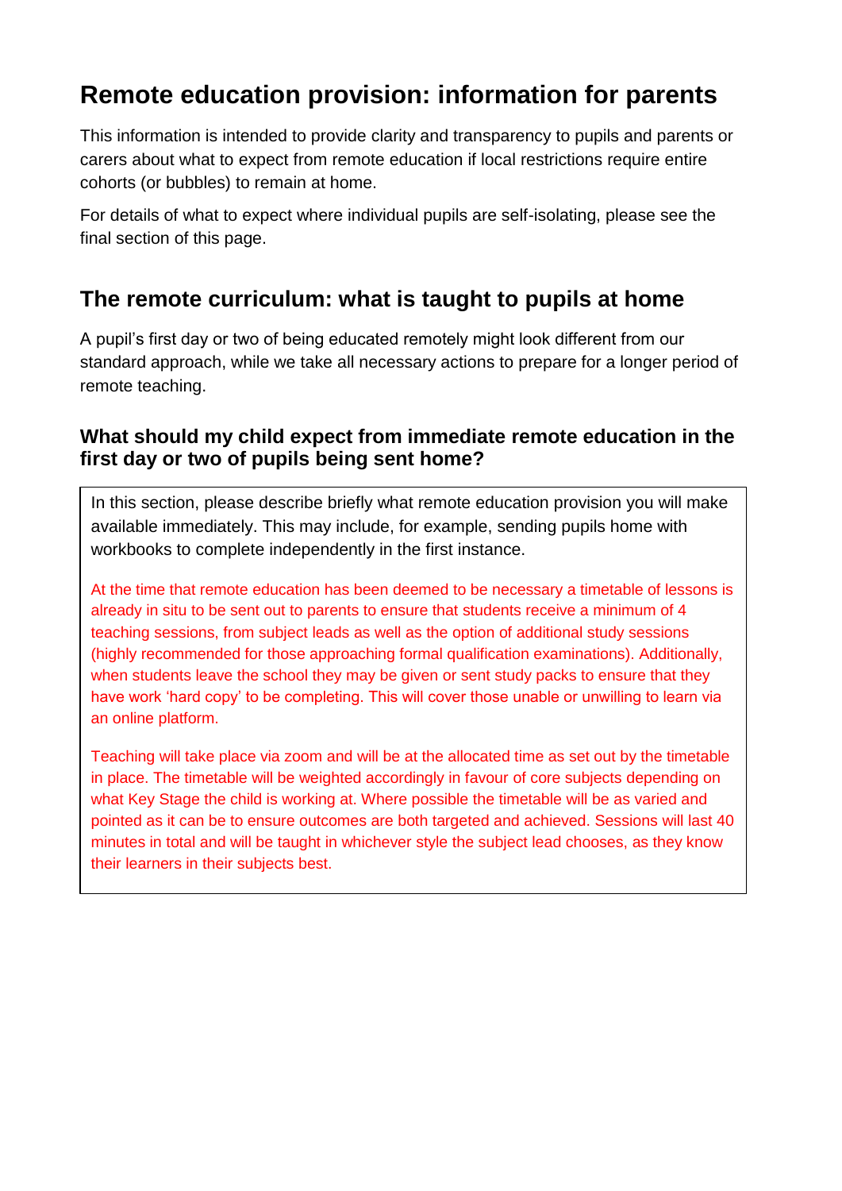# Remote education provision: information for parents

This information is intended to provide clarity and transparency to pupils and parents or carers about what to expect from remote education if local restrictions require entire cohorts (or bubbles) to remain at home.

For details of what to expect where individual pupils are self-isolating, please see the final section of this page.

## The remote curriculum: what is taught to pupils at home

A pupil's first day or two of being educated remotely might look different from our standard approach, while we take all necessary actions to prepare for a longer period of remote teaching.

### What should my child expect from immediate remote education in the first day or two of pupils being sent home?

In this section, please describe briefly what remote education provision you will make available immediately. This may include, for example, sending pupils home with workbooks to complete independently in the first instance.

At the time that remote education has been deemed to be necessary a timetable of lessons is already in situ to be sent out to parents to ensure that students receive a minimum of 4 teaching sessions, from subject leads as well as the option of additional study sessions (highly recommended for those approaching formal qualification examinations). Additionally, when students leave the school they may be given or sent study packs to ensure that they have work 'hard copy' to be completing. This will cover those unable or unwilling to learn via an online platform.

Teaching will take place via zoom and will be at the allocated time as set out by the timetable in place. The timetable will be weighted accordingly in favour of core subjects depending on what Key Stage the child is working at. Where possible the timetable will be as varied and pointed as it can be to ensure outcomes are both targeted and achieved. Sessions will last 40 minutes in total and will be taught in whichever style the subject lead chooses, as they know their learners in their subjects best.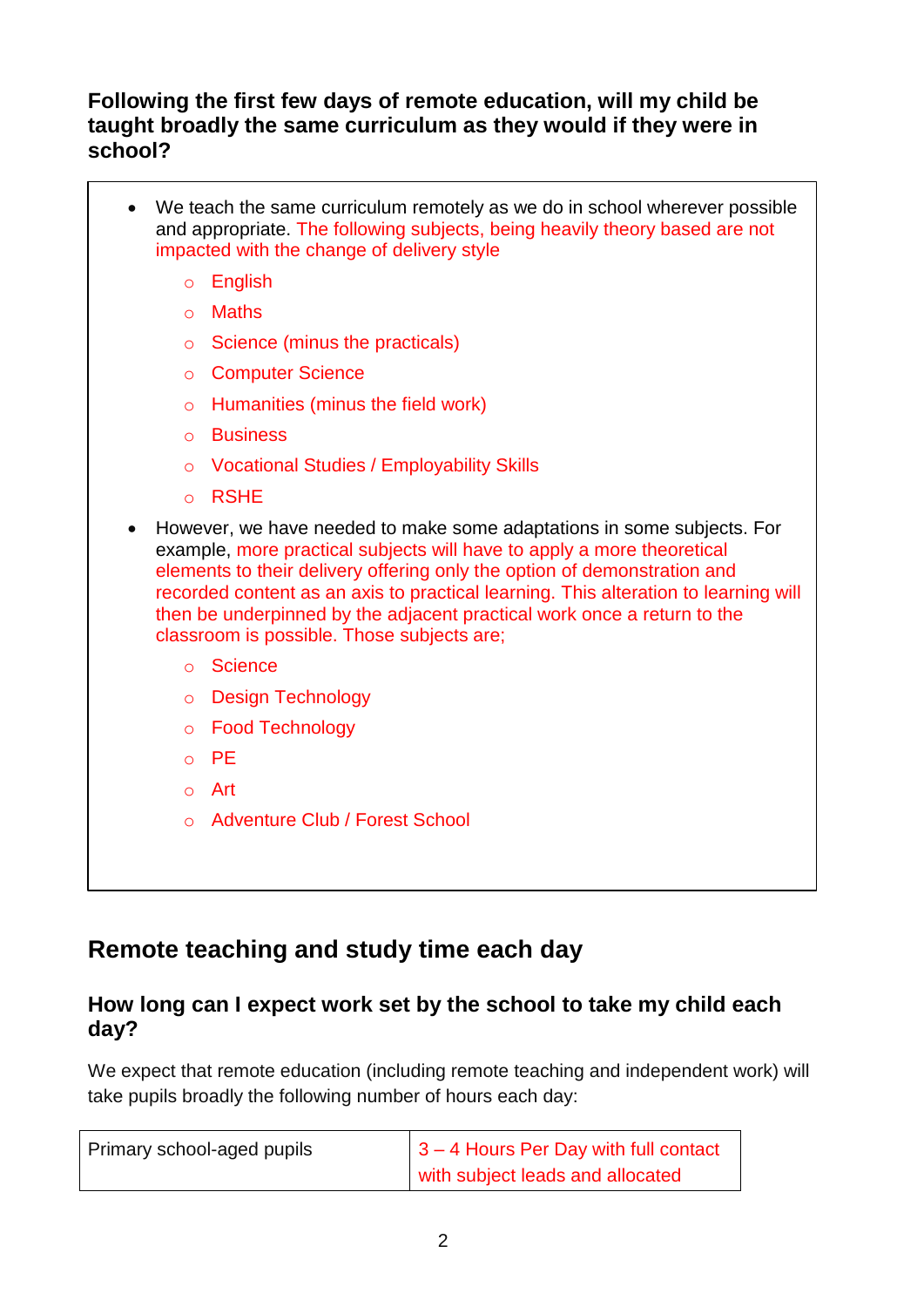### Following the first few days of remote education, will my child be taught broadly the same curriculum as they would if they were in school?

- We teach the same curriculum remotely as we do in school wherever possible and appropriate. The following subjects, being heavily theory based are not impacted with the change of delivery style
    - English
    - Maths
    - Science (minus the practicals)
    - Computer Science
    - Humanities (minus the field work)
    - Business
    - Vocational Studies / Employability Skills
    - RSHE
- However, we have needed to make some adaptations in some subjects. For example, more practical subjects will have to apply a more theoretical elements to their delivery offering only the option of demonstration and recorded content as an axis to practical learning. This alteration to learning will then be underpinned by the adjacent practical work once a return to the classroom is possible. Those subjects are;
    - Science
    - Design Technology
    - Food Technology
    - PE
    - Art
    - Adventure Club / Forest School

## Remote teaching and study time each day

### How long can I expect work set by the school to take my child each day?

We expect that remote education (including remote teaching and independent work) will take pupils broadly the following number of hours each day:

| Primary school-aged pupils | 3 – 4 Hours Per Day with full contact with subject leads and allocated |
|---|---|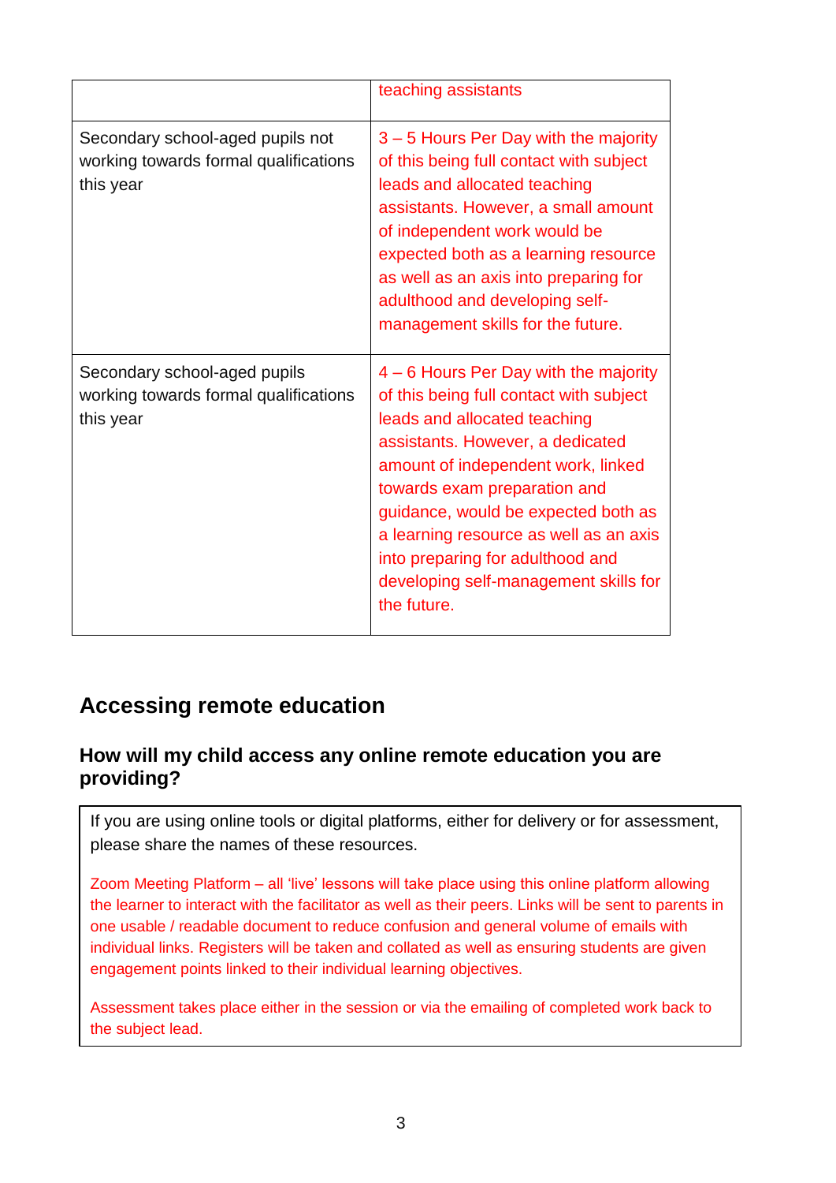| | |
|---|---|
| | teaching assistants |
| Secondary school-aged pupils not working towards formal qualifications this year | 3 – 5 Hours Per Day with the majority of this being full contact with subject leads and allocated teaching assistants. However, a small amount of independent work would be expected both as a learning resource as well as an axis into preparing for adulthood and developing self-management skills for the future. |
| Secondary school-aged pupils working towards formal qualifications this year | 4 – 6 Hours Per Day with the majority of this being full contact with subject leads and allocated teaching assistants. However, a dedicated amount of independent work, linked towards exam preparation and guidance, would be expected both as a learning resource as well as an axis into preparing for adulthood and developing self-management skills for the future. |

## Accessing remote education

### How will my child access any online remote education you are providing?

If you are using online tools or digital platforms, either for delivery or for assessment, please share the names of these resources.

Zoom Meeting Platform – all 'live' lessons will take place using this online platform allowing the learner to interact with the facilitator as well as their peers. Links will be sent to parents in one usable / readable document to reduce confusion and general volume of emails with individual links. Registers will be taken and collated as well as ensuring students are given engagement points linked to their individual learning objectives.

Assessment takes place either in the session or via the emailing of completed work back to the subject lead.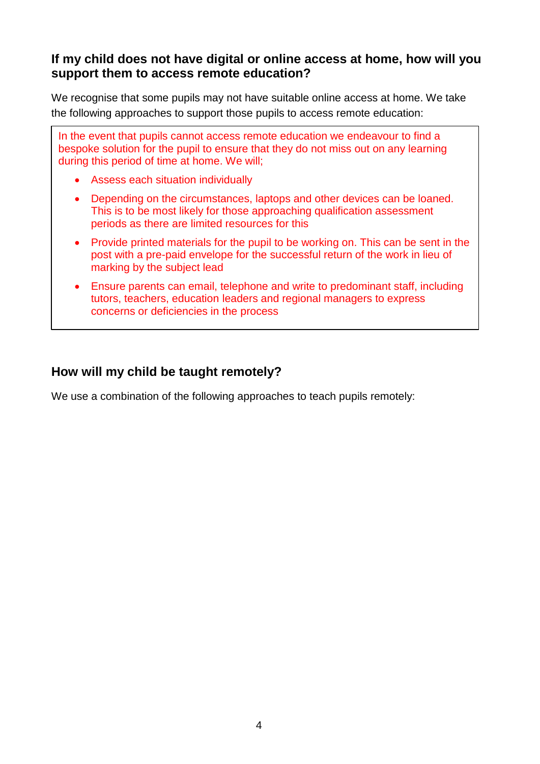## If my child does not have digital or online access at home, how will you support them to access remote education?

We recognise that some pupils may not have suitable online access at home. We take the following approaches to support those pupils to access remote education:

In the event that pupils cannot access remote education we endeavour to find a bespoke solution for the pupil to ensure that they do not miss out on any learning during this period of time at home. We will;

- Assess each situation individually
- Depending on the circumstances, laptops and other devices can be loaned. This is to be most likely for those approaching qualification assessment periods as there are limited resources for this
- Provide printed materials for the pupil to be working on. This can be sent in the post with a pre-paid envelope for the successful return of the work in lieu of marking by the subject lead
- Ensure parents can email, telephone and write to predominant staff, including tutors, teachers, education leaders and regional managers to express concerns or deficiencies in the process

## How will my child be taught remotely?

We use a combination of the following approaches to teach pupils remotely: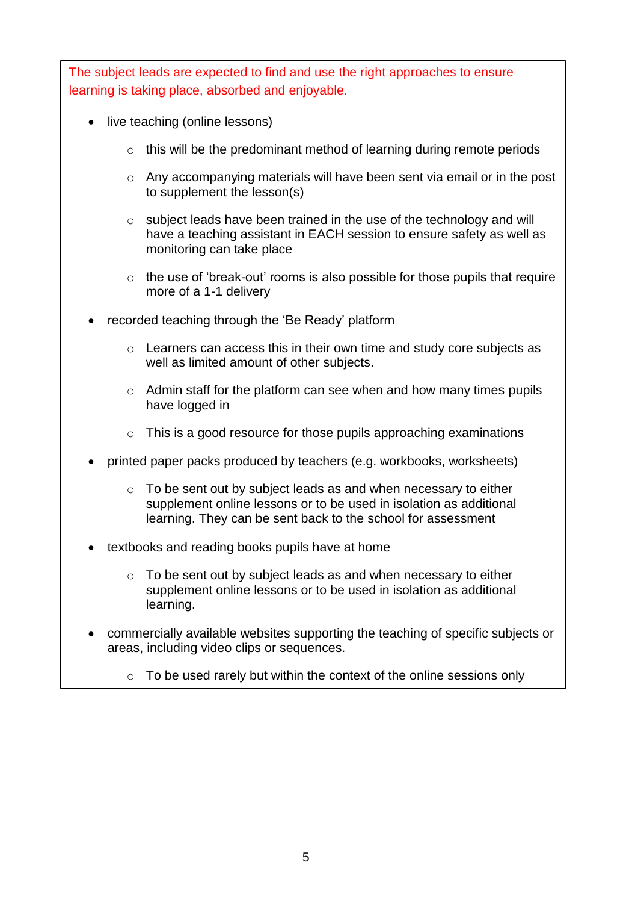The subject leads are expected to find and use the right approaches to ensure learning is taking place, absorbed and enjoyable.

- live teaching (online lessons)
  - this will be the predominant method of learning during remote periods
  - Any accompanying materials will have been sent via email or in the post to supplement the lesson(s)
  - subject leads have been trained in the use of the technology and will have a teaching assistant in EACH session to ensure safety as well as monitoring can take place
  - the use of 'break-out' rooms is also possible for those pupils that require more of a 1-1 delivery
- recorded teaching through the 'Be Ready' platform
  - Learners can access this in their own time and study core subjects as well as limited amount of other subjects.
  - Admin staff for the platform can see when and how many times pupils have logged in
  - This is a good resource for those pupils approaching examinations
- printed paper packs produced by teachers (e.g. workbooks, worksheets)
  - To be sent out by subject leads as and when necessary to either supplement online lessons or to be used in isolation as additional learning. They can be sent back to the school for assessment
- textbooks and reading books pupils have at home
  - To be sent out by subject leads as and when necessary to either supplement online lessons or to be used in isolation as additional learning.
- commercially available websites supporting the teaching of specific subjects or areas, including video clips or sequences.
  - To be used rarely but within the context of the online sessions only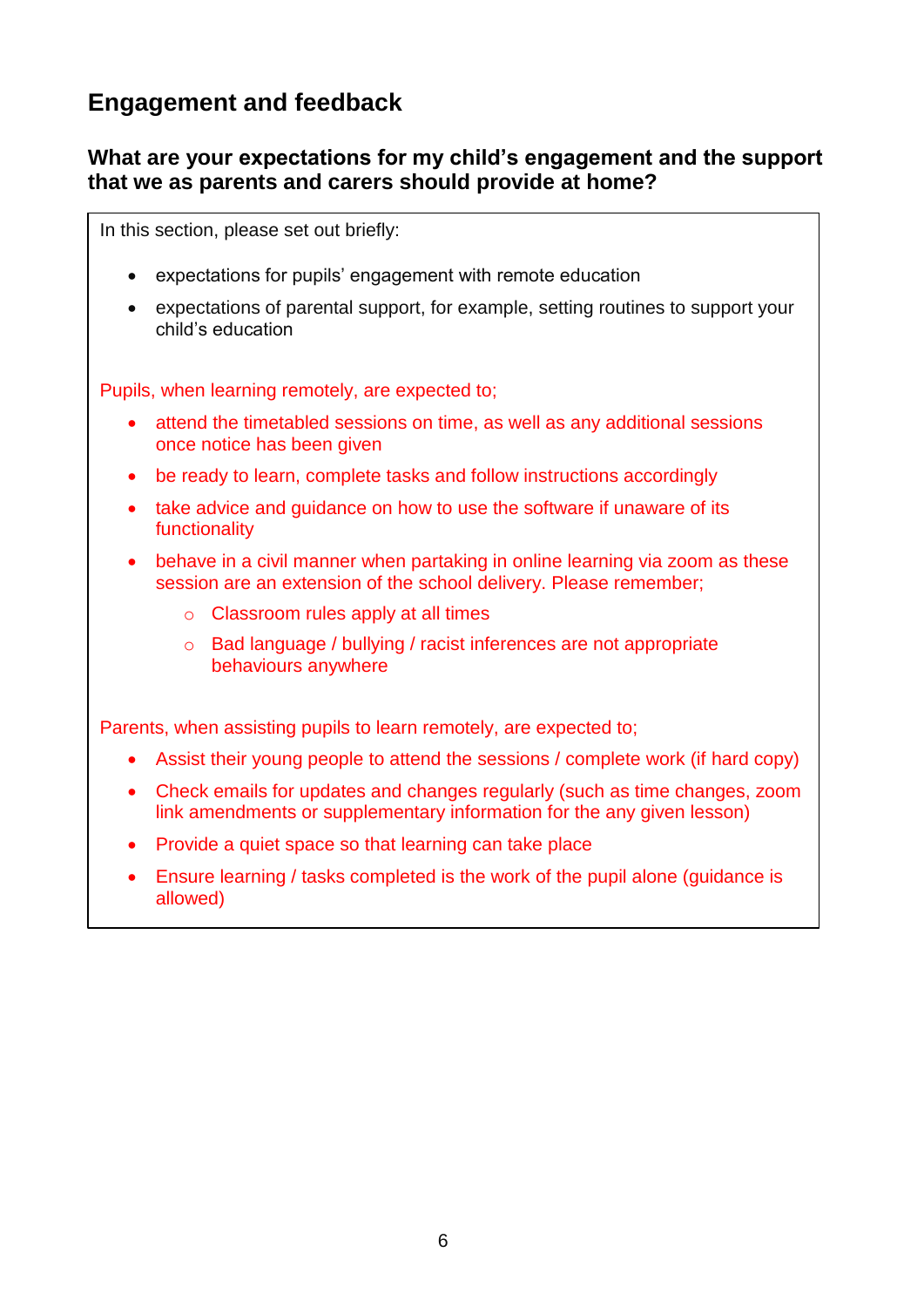## Engagement and feedback

### What are your expectations for my child's engagement and the support that we as parents and carers should provide at home?

In this section, please set out briefly:

- expectations for pupils' engagement with remote education
- expectations of parental support, for example, setting routines to support your child's education

Pupils, when learning remotely, are expected to;

- attend the timetabled sessions on time, as well as any additional sessions once notice has been given
- be ready to learn, complete tasks and follow instructions accordingly
- take advice and guidance on how to use the software if unaware of its functionality
- behave in a civil manner when partaking in online learning via zoom as these session are an extension of the school delivery. Please remember;
  - Classroom rules apply at all times
  - Bad language / bullying / racist inferences are not appropriate behaviours anywhere

Parents, when assisting pupils to learn remotely, are expected to;

- Assist their young people to attend the sessions / complete work (if hard copy)
- Check emails for updates and changes regularly (such as time changes, zoom link amendments or supplementary information for the any given lesson)
- Provide a quiet space so that learning can take place
- Ensure learning / tasks completed is the work of the pupil alone (guidance is allowed)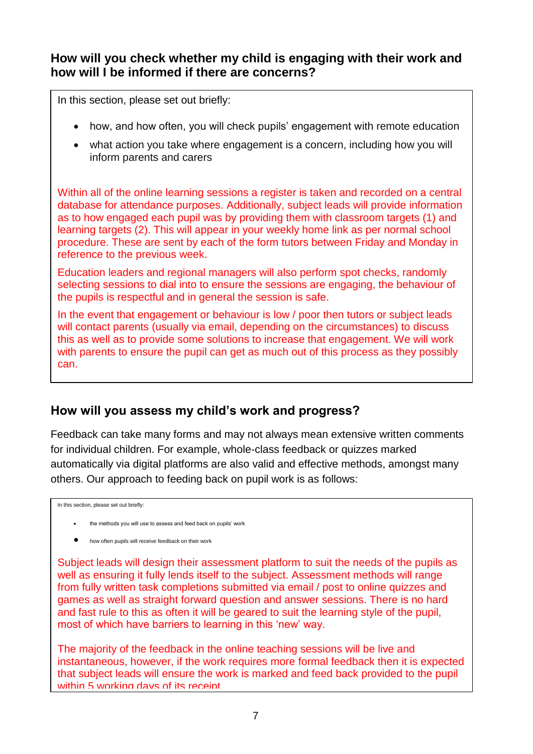## How will you check whether my child is engaging with their work and how will I be informed if there are concerns?

In this section, please set out briefly:

- how, and how often, you will check pupils' engagement with remote education
- what action you take where engagement is a concern, including how you will inform parents and carers

Within all of the online learning sessions a register is taken and recorded on a central database for attendance purposes. Additionally, subject leads will provide information as to how engaged each pupil was by providing them with classroom targets (1) and learning targets (2). This will appear in your weekly home link as per normal school procedure. These are sent by each of the form tutors between Friday and Monday in reference to the previous week.

Education leaders and regional managers will also perform spot checks, randomly selecting sessions to dial into to ensure the sessions are engaging, the behaviour of the pupils is respectful and in general the session is safe.

In the event that engagement or behaviour is low / poor then tutors or subject leads will contact parents (usually via email, depending on the circumstances) to discuss this as well as to provide some solutions to increase that engagement. We will work with parents to ensure the pupil can get as much out of this process as they possibly can.

## How will you assess my child's work and progress?

Feedback can take many forms and may not always mean extensive written comments for individual children. For example, whole-class feedback or quizzes marked automatically via digital platforms are also valid and effective methods, amongst many others. Our approach to feeding back on pupil work is as follows:

In this section, please set out briefly:

- the methods you will use to assess and feed back on pupils' work
- how often pupils will receive feedback on their work

Subject leads will design their assessment platform to suit the needs of the pupils as well as ensuring it fully lends itself to the subject. Assessment methods will range from fully written task completions submitted via email / post to online quizzes and games as well as straight forward question and answer sessions. There is no hard and fast rule to this as often it will be geared to suit the learning style of the pupil, most of which have barriers to learning in this 'new' way.

The majority of the feedback in the online teaching sessions will be live and instantaneous, however, if the work requires more formal feedback then it is expected that subject leads will ensure the work is marked and feed back provided to the pupil within 5 working days of its receipt.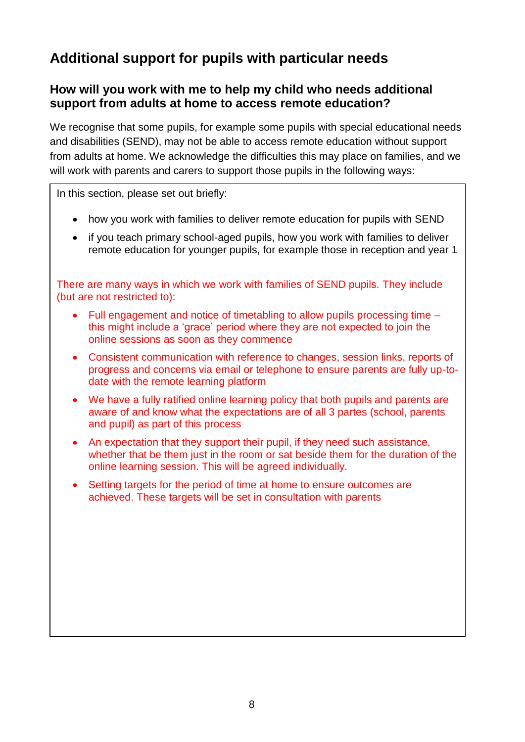## Additional support for pupils with particular needs

### How will you work with me to help my child who needs additional support from adults at home to access remote education?

We recognise that some pupils, for example some pupils with special educational needs and disabilities (SEND), may not be able to access remote education without support from adults at home. We acknowledge the difficulties this may place on families, and we will work with parents and carers to support those pupils in the following ways:

In this section, please set out briefly:

- how you work with families to deliver remote education for pupils with SEND
- if you teach primary school-aged pupils, how you work with families to deliver remote education for younger pupils, for example those in reception and year 1

There are many ways in which we work with families of SEND pupils. They include (but are not restricted to):

- Full engagement and notice of timetabling to allow pupils processing time – this might include a 'grace' period where they are not expected to join the online sessions as soon as they commence
- Consistent communication with reference to changes, session links, reports of progress and concerns via email or telephone to ensure parents are fully up-to-date with the remote learning platform
- We have a fully ratified online learning policy that both pupils and parents are aware of and know what the expectations are of all 3 partes (school, parents and pupil) as part of this process
- An expectation that they support their pupil, if they need such assistance, whether that be them just in the room or sat beside them for the duration of the online learning session. This will be agreed individually.
- Setting targets for the period of time at home to ensure outcomes are achieved. These targets will be set in consultation with parents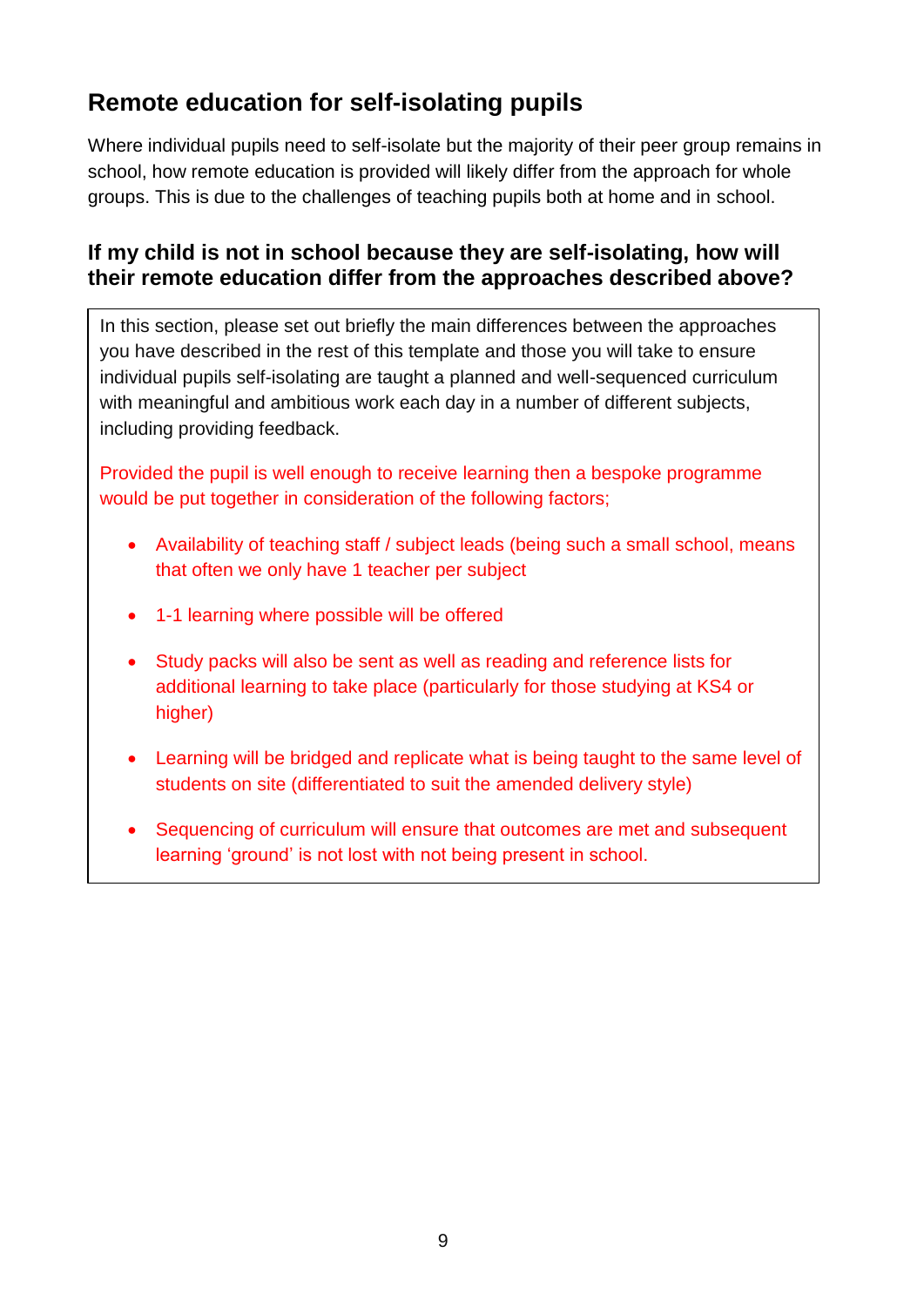## Remote education for self-isolating pupils

Where individual pupils need to self-isolate but the majority of their peer group remains in school, how remote education is provided will likely differ from the approach for whole groups. This is due to the challenges of teaching pupils both at home and in school.

### If my child is not in school because they are self-isolating, how will their remote education differ from the approaches described above?

In this section, please set out briefly the main differences between the approaches you have described in the rest of this template and those you will take to ensure individual pupils self-isolating are taught a planned and well-sequenced curriculum with meaningful and ambitious work each day in a number of different subjects, including providing feedback.

Provided the pupil is well enough to receive learning then a bespoke programme would be put together in consideration of the following factors;

- Availability of teaching staff / subject leads (being such a small school, means that often we only have 1 teacher per subject
- 1-1 learning where possible will be offered
- Study packs will also be sent as well as reading and reference lists for additional learning to take place (particularly for those studying at KS4 or higher)
- Learning will be bridged and replicate what is being taught to the same level of students on site (differentiated to suit the amended delivery style)
- Sequencing of curriculum will ensure that outcomes are met and subsequent learning 'ground' is not lost with not being present in school.